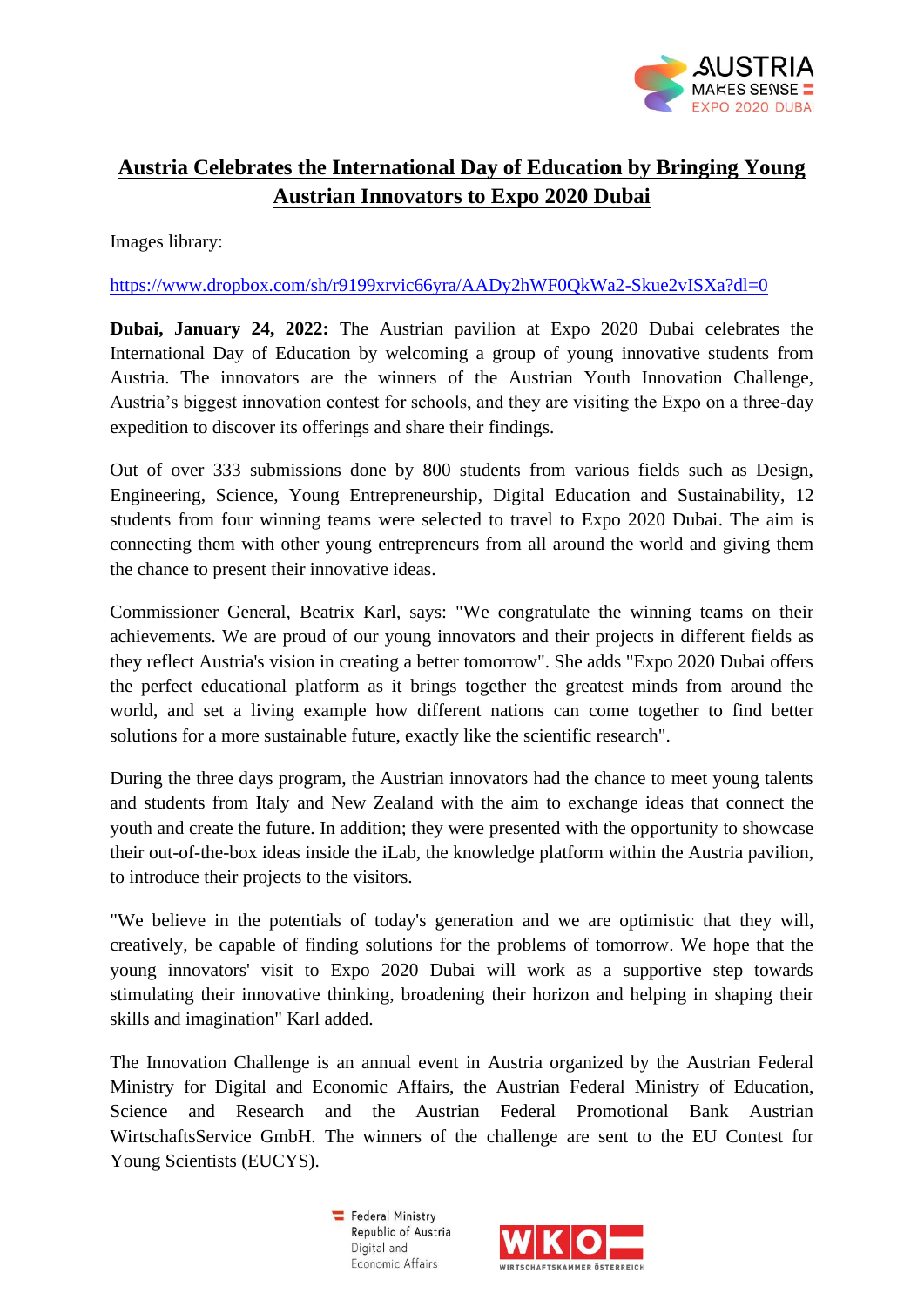# Austria Celebrates the International Day of Education by Bringing Young Austrian Innovators to Expo 2020 Dubai

Images library:

https://www.dropbox.com/sh/r9199xrvic66yra/AADy2hWF0QkWa2-Skue2vISXa?dl=0

**Dubai, January 24, 2022:** The Austrian pavilion at Expo 2020 Dubai celebrates the International Day of Education by welcoming a group of young innovative students from Austria. The innovators are the winners of the Austrian Youth Innovation Challenge, Austria's biggest innovation contest for schools, and they are visiting the Expo on a three-day expedition to discover its offerings and share their findings.

Out of over 333 submissions done by 800 students from various fields such as Design, Engineering, Science, Young Entrepreneurship, Digital Education and Sustainability, 12 students from four winning teams were selected to travel to Expo 2020 Dubai. The aim is connecting them with other young entrepreneurs from all around the world and giving them the chance to present their innovative ideas.

Commissioner General, Beatrix Karl, says: "We congratulate the winning teams on their achievements. We are proud of our young innovators and their projects in different fields as they reflect Austria's vision in creating a better tomorrow". She adds "Expo 2020 Dubai offers the perfect educational platform as it brings together the greatest minds from around the world, and set a living example how different nations can come together to find better solutions for a more sustainable future, exactly like the scientific research".

During the three days program, the Austrian innovators had the chance to meet young talents and students from Italy and New Zealand with the aim to exchange ideas that connect the youth and create the future. In addition; they were presented with the opportunity to showcase their out-of-the-box ideas inside the iLab, the knowledge platform within the Austria pavilion, to introduce their projects to the visitors.

"We believe in the potentials of today's generation and we are optimistic that they will, creatively, be capable of finding solutions for the problems of tomorrow. We hope that the young innovators' visit to Expo 2020 Dubai will work as a supportive step towards stimulating their innovative thinking, broadening their horizon and helping in shaping their skills and imagination" Karl added.

The Innovation Challenge is an annual event in Austria organized by the Austrian Federal Ministry for Digital and Economic Affairs, the Austrian Federal Ministry of Education, Science and Research and the Austrian Federal Promotional Bank Austrian WirtschaftsService GmbH. The winners of the challenge are sent to the EU Contest for Young Scientists (EUCYS).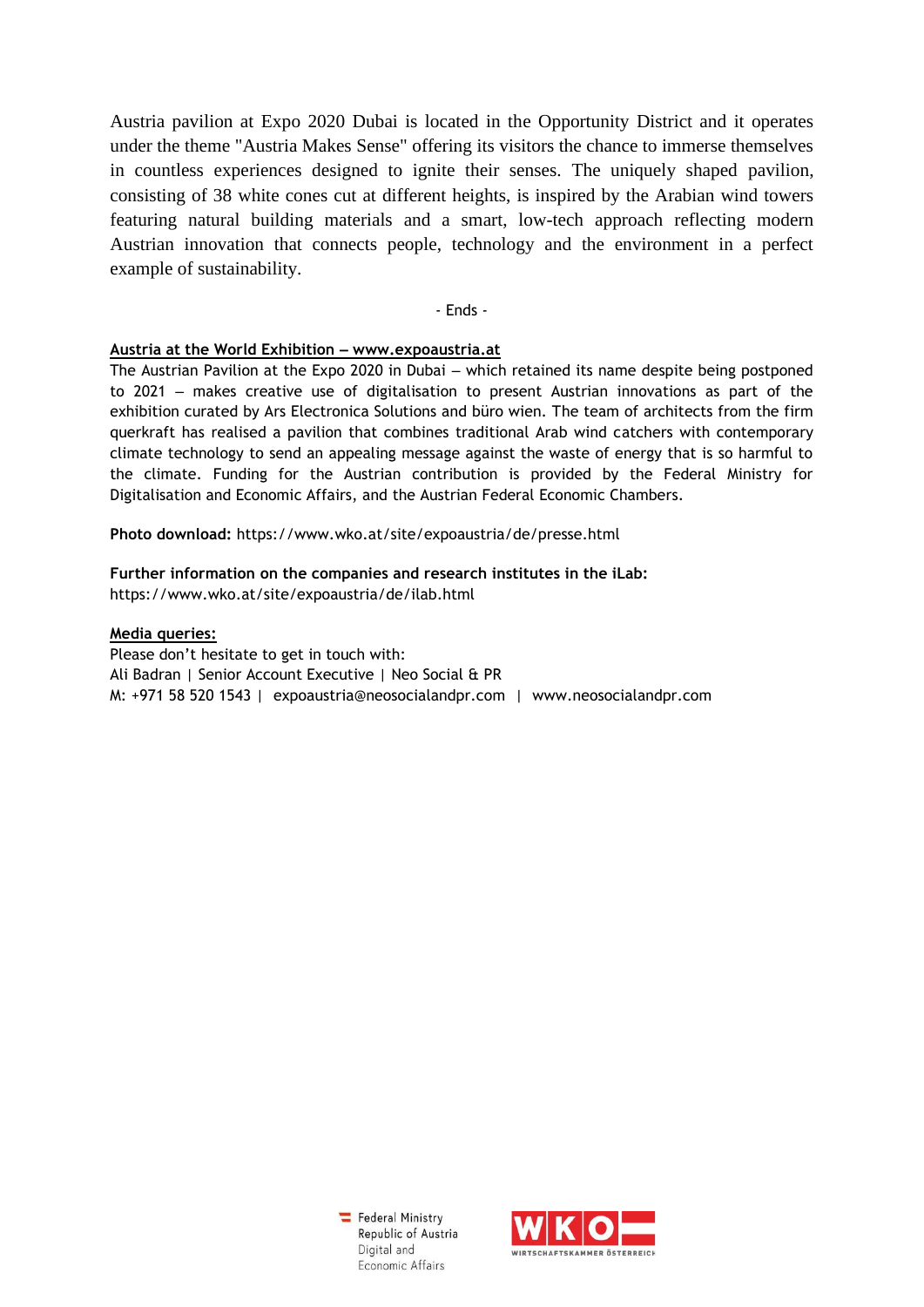Austria pavilion at Expo 2020 Dubai is located in the Opportunity District and it operates under the theme "Austria Makes Sense" offering its visitors the chance to immerse themselves in countless experiences designed to ignite their senses. The uniquely shaped pavilion, consisting of 38 white cones cut at different heights, is inspired by the Arabian wind towers featuring natural building materials and a smart, low-tech approach reflecting modern Austrian innovation that connects people, technology and the environment in a perfect example of sustainability.

- Ends -

**Austria at the World Exhibition – www.expoaustria.at**

The Austrian Pavilion at the Expo 2020 in Dubai – which retained its name despite being postponed to 2021 – makes creative use of digitalisation to present Austrian innovations as part of the exhibition curated by Ars Electronica Solutions and büro wien. The team of architects from the firm querkraft has realised a pavilion that combines traditional Arab wind catchers with contemporary climate technology to send an appealing message against the waste of energy that is so harmful to the climate. Funding for the Austrian contribution is provided by the Federal Ministry for Digitalisation and Economic Affairs, and the Austrian Federal Economic Chambers.

**Photo download:** https://www.wko.at/site/expoaustria/de/presse.html

**Further information on the companies and research institutes in the iLab:**
https://www.wko.at/site/expoaustria/de/ilab.html

**Media queries:**

Please don't hesitate to get in touch with:
Ali Badran | Senior Account Executive | Neo Social & PR
M: +971 58 520 1543 | expoaustria@neosocialandpr.com | www.neosocialandpr.com

Federal Ministry Republic of Austria Digital and Economic Affairs

WKO WIRTSCHAFTSKAMMER ÖSTERREICH